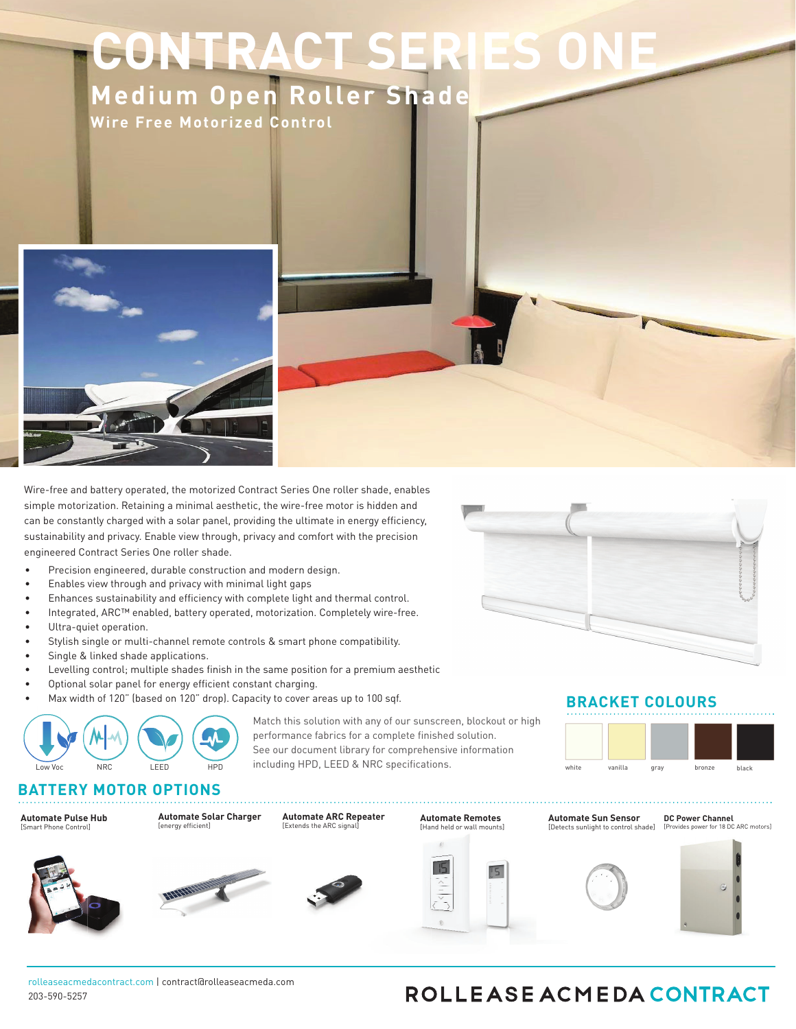# CONTRACT SERIES ONE

## Medium Open Roller Shade

### Wire Free Motorized Control

Wire-free and battery operated, the motorized Contract Series One roller shade, enables simple motorization. Retaining a minimal aesthetic, the wire-free motor is hidden and can be constantly charged with a solar panel, providing the ultimate in energy efficiency, sustainability and privacy. Enable view through, privacy and comfort with the precision engineered Contract Series One roller shade.

- Precision engineered, durable construction and modern design.
- Enables view through and privacy with minimal light gaps
- Enhances sustainability and efficiency with complete light and thermal control.
- Integrated, ARC™ enabled, battery operated, motorization. Completely wire-free.
- Ultra-quiet operation.
- Stylish single or multi-channel remote controls & smart phone compatibility.
- Single & linked shade applications.
- Levelling control; multiple shades finish in the same position for a premium aesthetic
- Optional solar panel for energy efficient constant charging.
- Max width of 120" (based on 120" drop). Capacity to cover areas up to 100 sqf.

Low Voc | NRC | LEED | HPD

Match this solution with any of our sunscreen, blockout or high performance fabrics for a complete finished solution. See our document library for comprehensive information including HPD, LEED & NRC specifications.

## BRACKET COLOURS

white | vanilla | gray | bronze | black

## BATTERY MOTOR OPTIONS

**Automate Pulse Hub**
[Smart Phone Control]

**Automate Solar Charger**
[energy efficient]

**Automate ARC Repeater**
[Extends the ARC signal]

**Automate Remotes**
[Hand held or wall mounts]

**Automate Sun Sensor**
[Detects sunlight to control shade]

**DC Power Channel**
[Provides power for 18 DC ARC motors]

rolleaseacmedacontract.com | contract@rolleaseacmeda.com
203-590-5257

ROLLEASE ACMEDA CONTRACT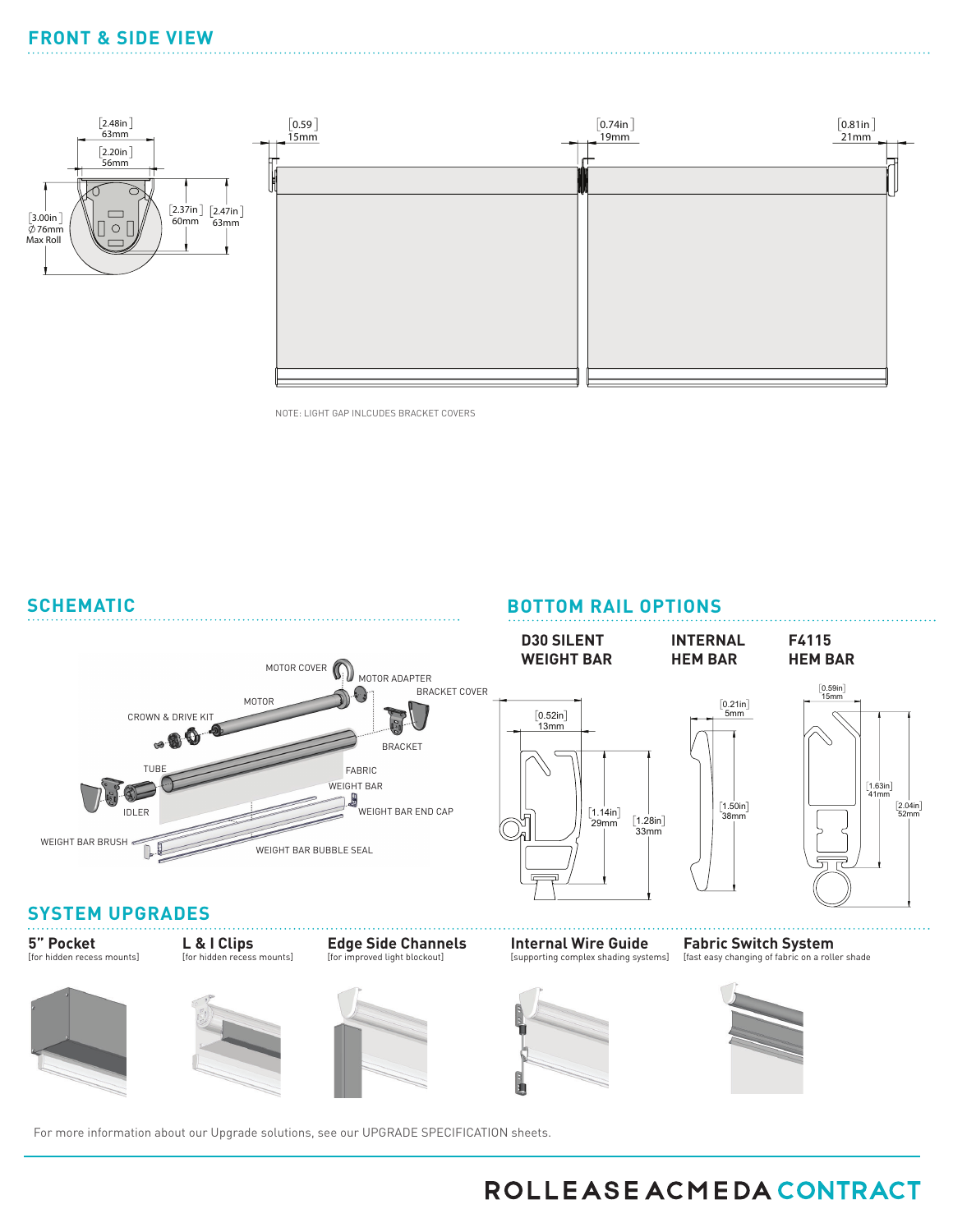## FRONT & SIDE VIEW

[2.48in]
63mm

[2.20in]
56mm

[3.00in]
∅76mm
Max Roll

[2.37in]
60mm

[2.47in]
63mm

[0.59]
15mm

[0.74in]
19mm

[0.81in]
21mm

NOTE: LIGHT GAP INLCUDES BRACKET COVERS

## SCHEMATIC

MOTOR COVER
MOTOR ADAPTER
BRACKET COVER
MOTOR
CROWN & DRIVE KIT
BRACKET
TUBE
FABRIC
WEIGHT BAR
IDLER
WEIGHT BAR END CAP
WEIGHT BAR BRUSH
WEIGHT BAR BUBBLE SEAL

## BOTTOM RAIL OPTIONS

**D30 SILENT WEIGHT BAR**

[0.52in]
13mm

[1.14in]
29mm

[1.28in]
33mm

**INTERNAL HEM BAR**

[0.21in]
5mm

[1.50in]
38mm

**F4115 HEM BAR**

[0.59in]
15mm

[1.63in]
41mm

[2.04in]
52mm

## SYSTEM UPGRADES

**5" Pocket**
[for hidden recess mounts]

**L & I Clips**
[for hidden recess mounts]

**Edge Side Channels**
[for improved light blockout]

**Internal Wire Guide**
[supporting complex shading systems]

**Fabric Switch System**
[fast easy changing of fabric on a roller shade

For more information about our Upgrade solutions, see our UPGRADE SPECIFICATION sheets.

ROLLEASE ACMEDA CONTRACT